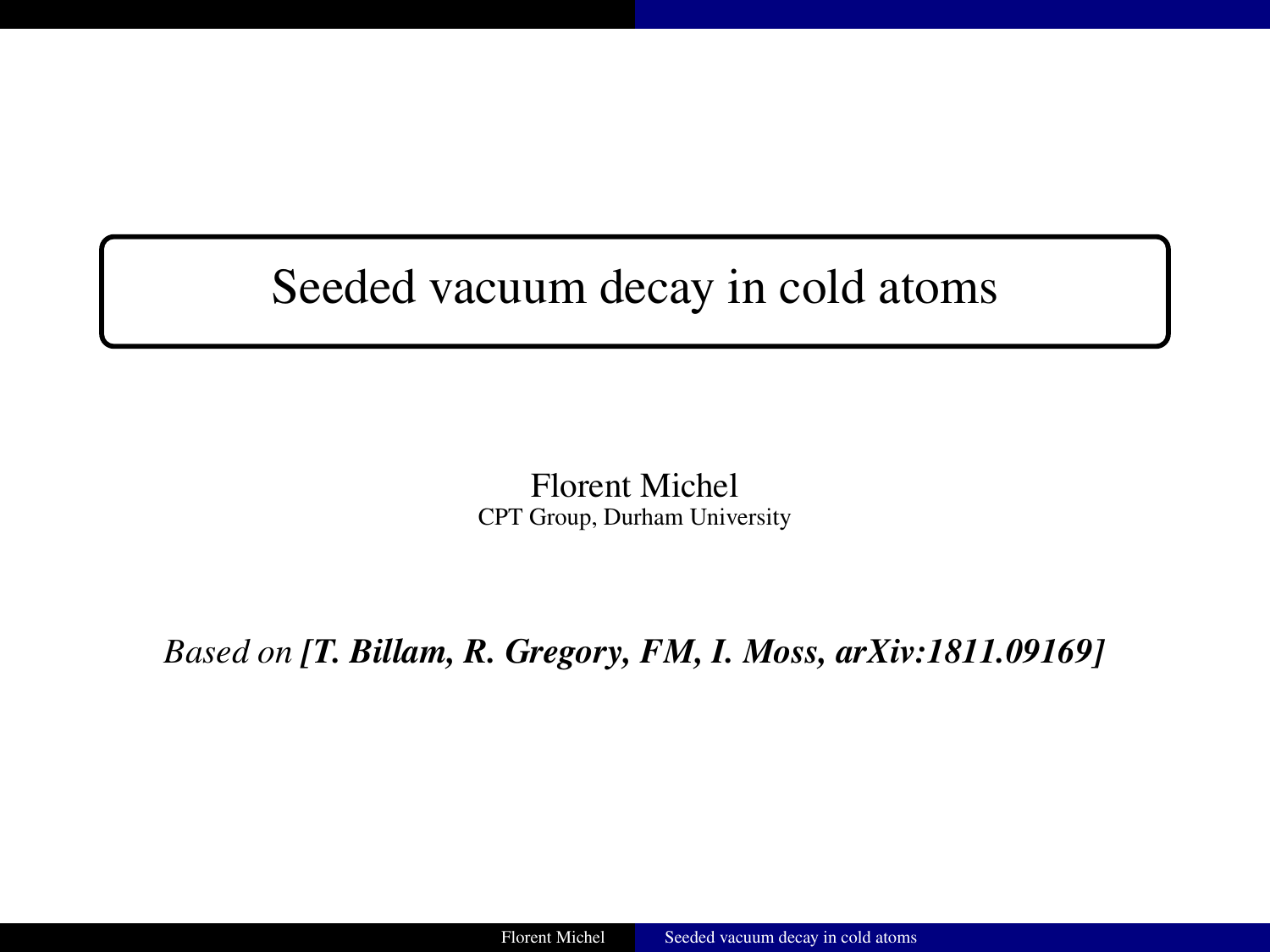# Seeded vacuum decay in cold atoms

Florent Michel
CPT Group, Durham University

*Based on* ***[T. Billam, R. Gregory, FM, I. Moss, arXiv:1811.09169]***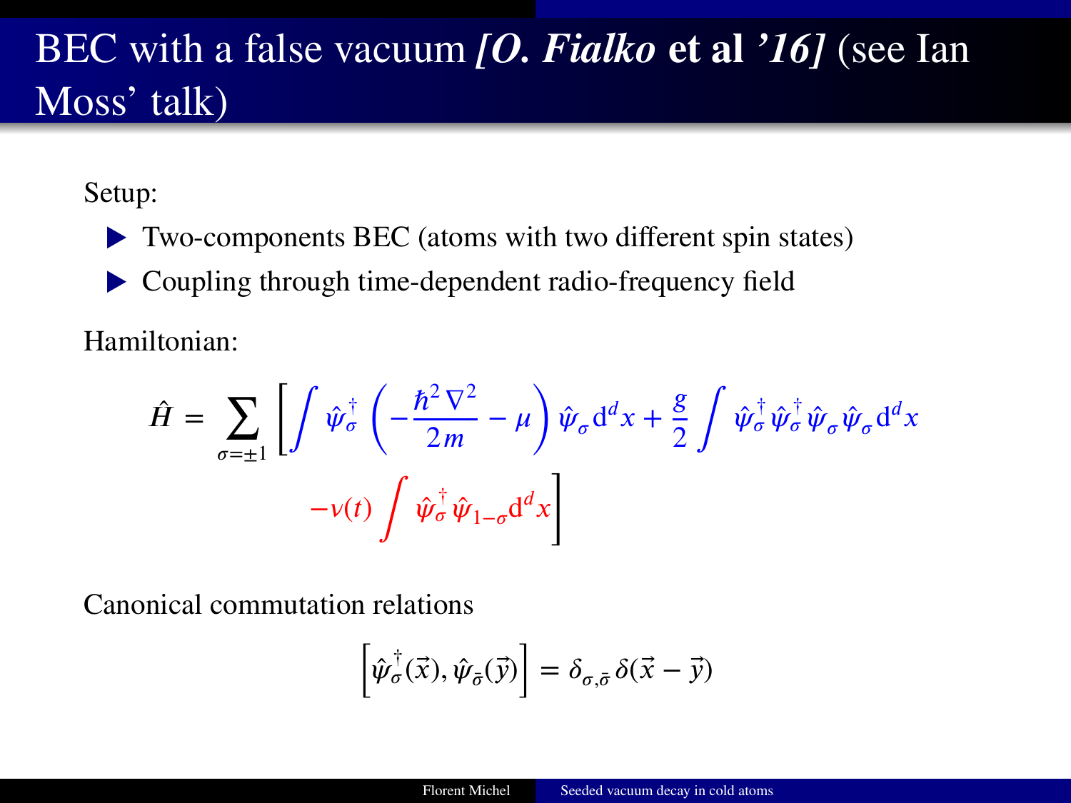# BEC with a false vacuum ***[O. Fialko* et al *'16]*** (see Ian Moss' talk)

Setup:

- Two-components BEC (atoms with two different spin states)
- Coupling through time-dependent radio-frequency field

Hamiltonian:

$$\hat{H} = \sum_{\sigma=\pm 1} \left[ \int \hat{\psi}_\sigma^\dagger \left( -\frac{\hbar^2 \nabla^2}{2m} - \mu \right) \hat{\psi}_\sigma \mathrm{d}^d x + \frac{g}{2} \int \hat{\psi}_\sigma^\dagger \hat{\psi}_\sigma^\dagger \hat{\psi}_\sigma \hat{\psi}_\sigma \mathrm{d}^d x \right.$$
$$\left. - \nu(t) \int \hat{\psi}_\sigma^\dagger \hat{\psi}_{1-\sigma} \mathrm{d}^d x \right]$$

Canonical commutation relations

$$\left[ \hat{\psi}_\sigma^\dagger(\vec{x}), \hat{\psi}_{\bar{\sigma}}(\vec{y}) \right] = \delta_{\sigma,\bar{\sigma}} \delta(\vec{x} - \vec{y})$$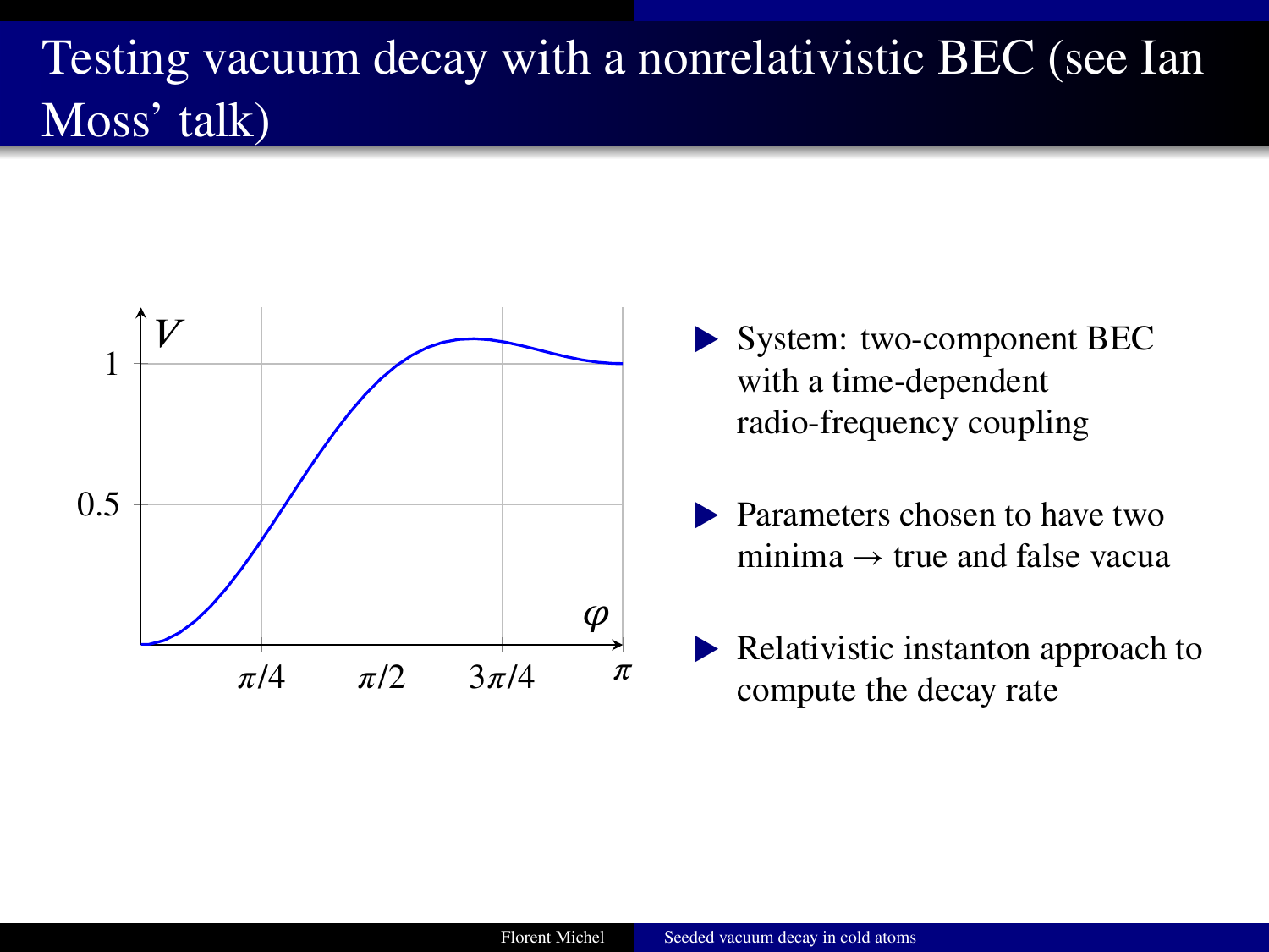# Testing vacuum decay with a nonrelativistic BEC (see Ian Moss' talk)

- System: two-component BEC with a time-dependent radio-frequency coupling
- Parameters chosen to have two minima → true and false vacua
- Relativistic instanton approach to compute the decay rate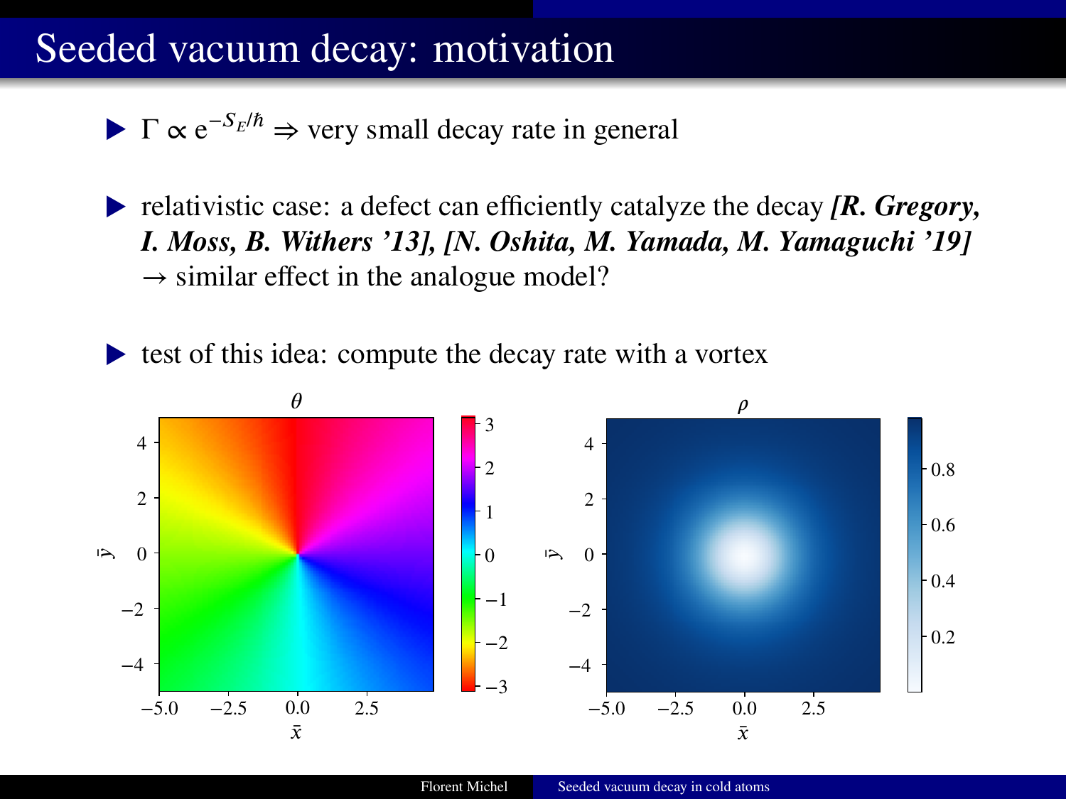# Seeded vacuum decay: motivation

- $\Gamma \propto e^{-S_E/\hbar} \Rightarrow$ very small decay rate in general
- relativistic case: a defect can efficiently catalyze the decay ***[R. Gregory, I. Moss, B. Withers '13], [N. Oshita, M. Yamada, M. Yamaguchi '19]*** $\rightarrow$ similar effect in the analogue model?
- test of this idea: compute the decay rate with a vortex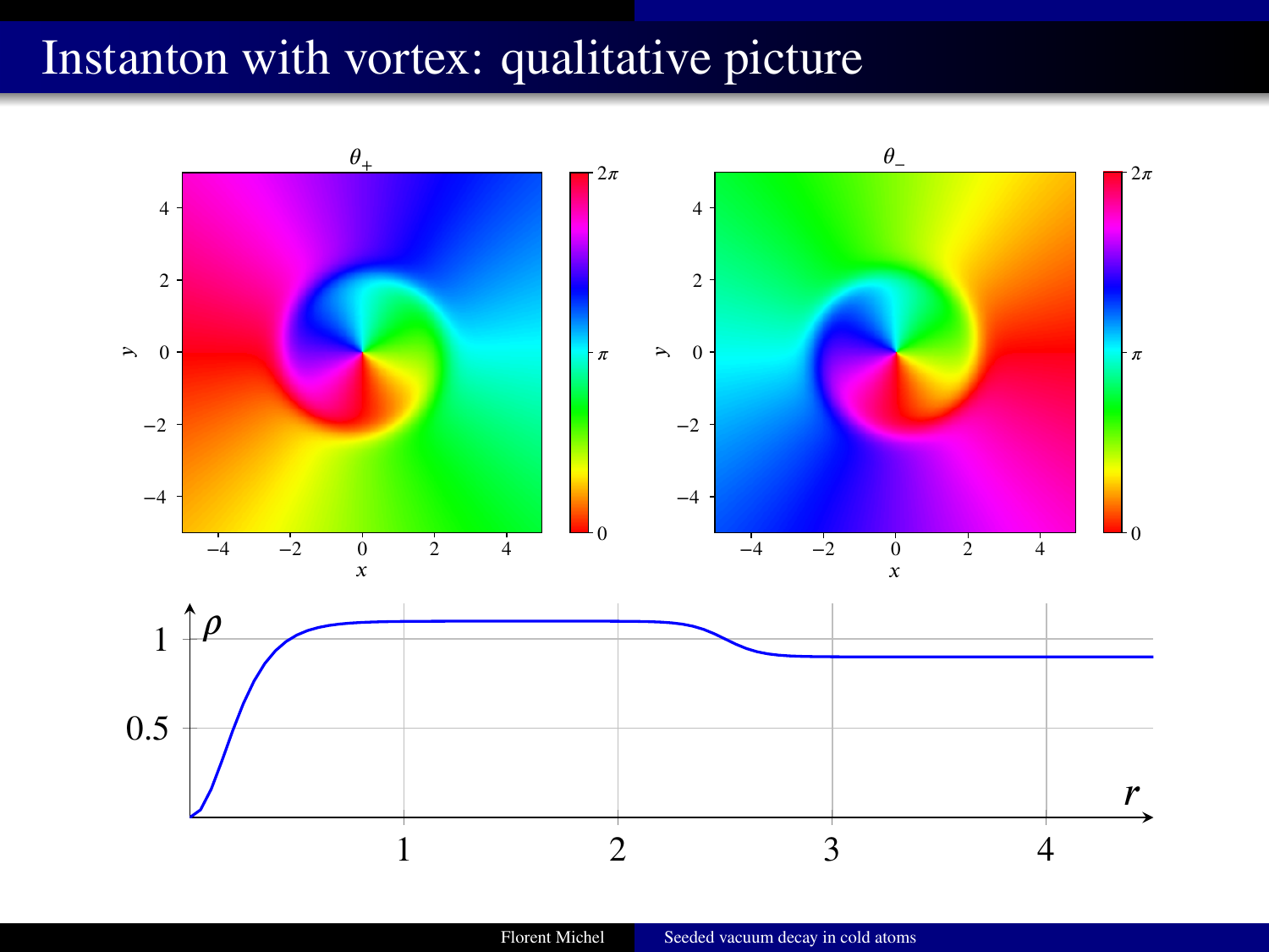# Instanton with vortex: qualitative picture

$\theta_+$

$\theta_-$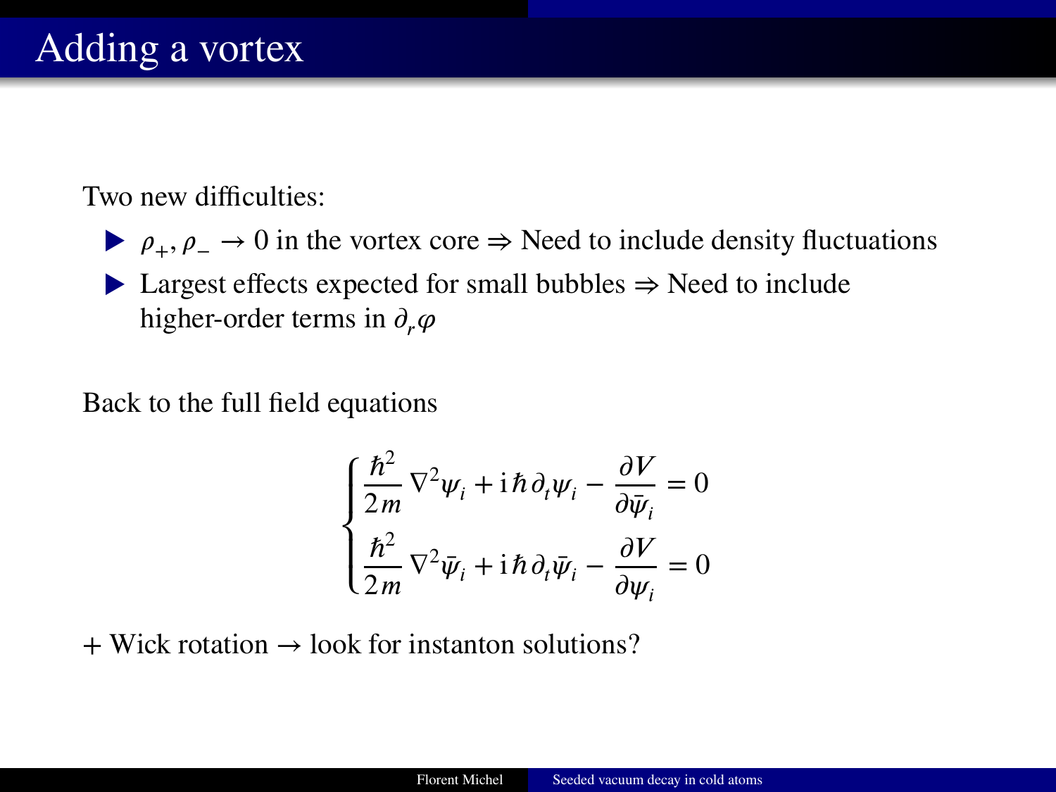# Adding a vortex

Two new difficulties:

- $\rho_+, \rho_- \to 0$ in the vortex core $\Rightarrow$ Need to include density fluctuations
- Largest effects expected for small bubbles $\Rightarrow$ Need to include higher-order terms in $\partial_r \varphi$

Back to the full field equations

$$
\begin{cases}
\dfrac{\hbar^2}{2m} \nabla^2 \psi_i + \mathrm{i}\,\hbar\, \partial_t \psi_i - \dfrac{\partial V}{\partial \bar{\psi}_i} = 0 \\
\dfrac{\hbar^2}{2m} \nabla^2 \bar{\psi}_i + \mathrm{i}\,\hbar\, \partial_t \bar{\psi}_i - \dfrac{\partial V}{\partial \psi_i} = 0
\end{cases}
$$

+ Wick rotation $\to$ look for instanton solutions?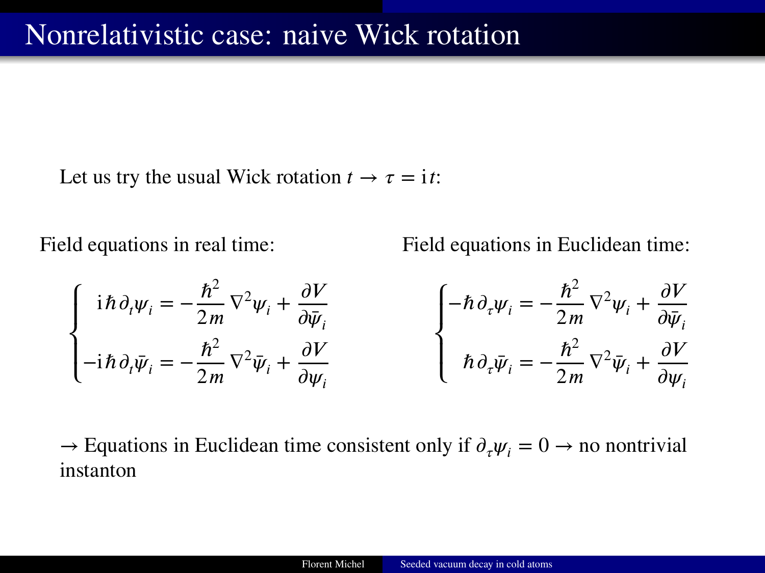# Nonrelativistic case: naive Wick rotation

Let us try the usual Wick rotation $t \to \tau = \mathrm{i}t$:

Field equations in real time:

$$
\begin{cases}
\mathrm{i}\hbar\,\partial_t \psi_i = -\dfrac{\hbar^2}{2m}\,\nabla^2 \psi_i + \dfrac{\partial V}{\partial \bar{\psi}_i} \\
-\mathrm{i}\hbar\,\partial_t \bar{\psi}_i = -\dfrac{\hbar^2}{2m}\,\nabla^2 \bar{\psi}_i + \dfrac{\partial V}{\partial \psi_i}
\end{cases}
$$

Field equations in Euclidean time:

$$
\begin{cases}
-\hbar\,\partial_\tau \psi_i = -\dfrac{\hbar^2}{2m}\,\nabla^2 \psi_i + \dfrac{\partial V}{\partial \bar{\psi}_i} \\
\hbar\,\partial_\tau \bar{\psi}_i = -\dfrac{\hbar^2}{2m}\,\nabla^2 \bar{\psi}_i + \dfrac{\partial V}{\partial \psi_i}
\end{cases}
$$

$\to$ Equations in Euclidean time consistent only if $\partial_\tau \psi_i = 0 \to$ no nontrivial instanton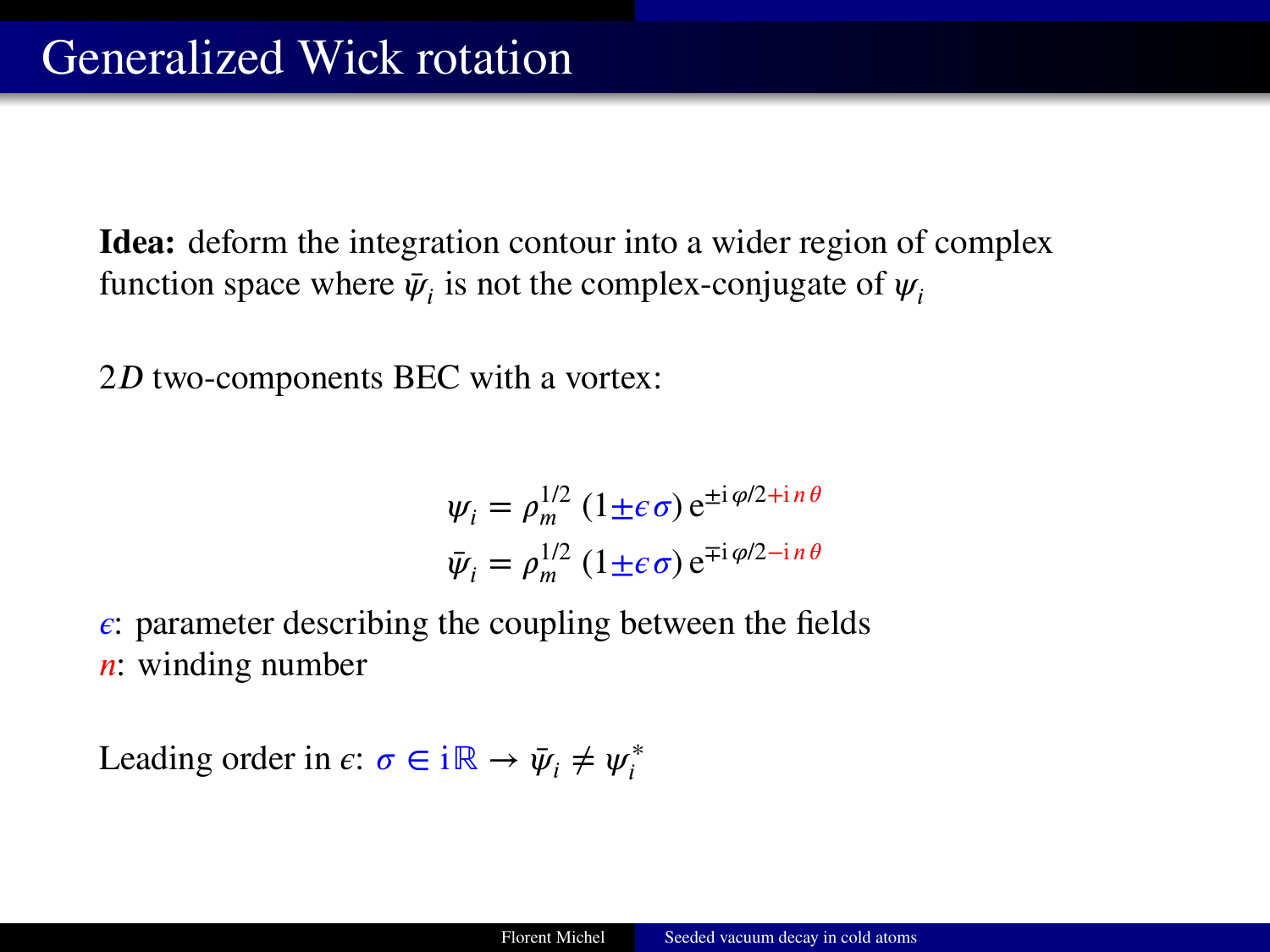# Generalized Wick rotation

**Idea:** deform the integration contour into a wider region of complex function space where $\bar{\psi}_i$ is not the complex-conjugate of $\psi_i$

$2D$ two-components BEC with a vortex:

$$\psi_i = \rho_m^{1/2}\,(1 \pm \epsilon\,\sigma)\,\mathrm{e}^{\pm \mathrm{i}\,\varphi/2 + \mathrm{i}\,n\,\theta}$$
$$\bar{\psi}_i = \rho_m^{1/2}\,(1 \pm \epsilon\,\sigma)\,\mathrm{e}^{\mp \mathrm{i}\,\varphi/2 - \mathrm{i}\,n\,\theta}$$

$\epsilon$: parameter describing the coupling between the fields
$n$: winding number

Leading order in $\epsilon$: $\sigma \in \mathrm{i}\mathbb{R} \rightarrow \bar{\psi}_i \neq \psi_i^*$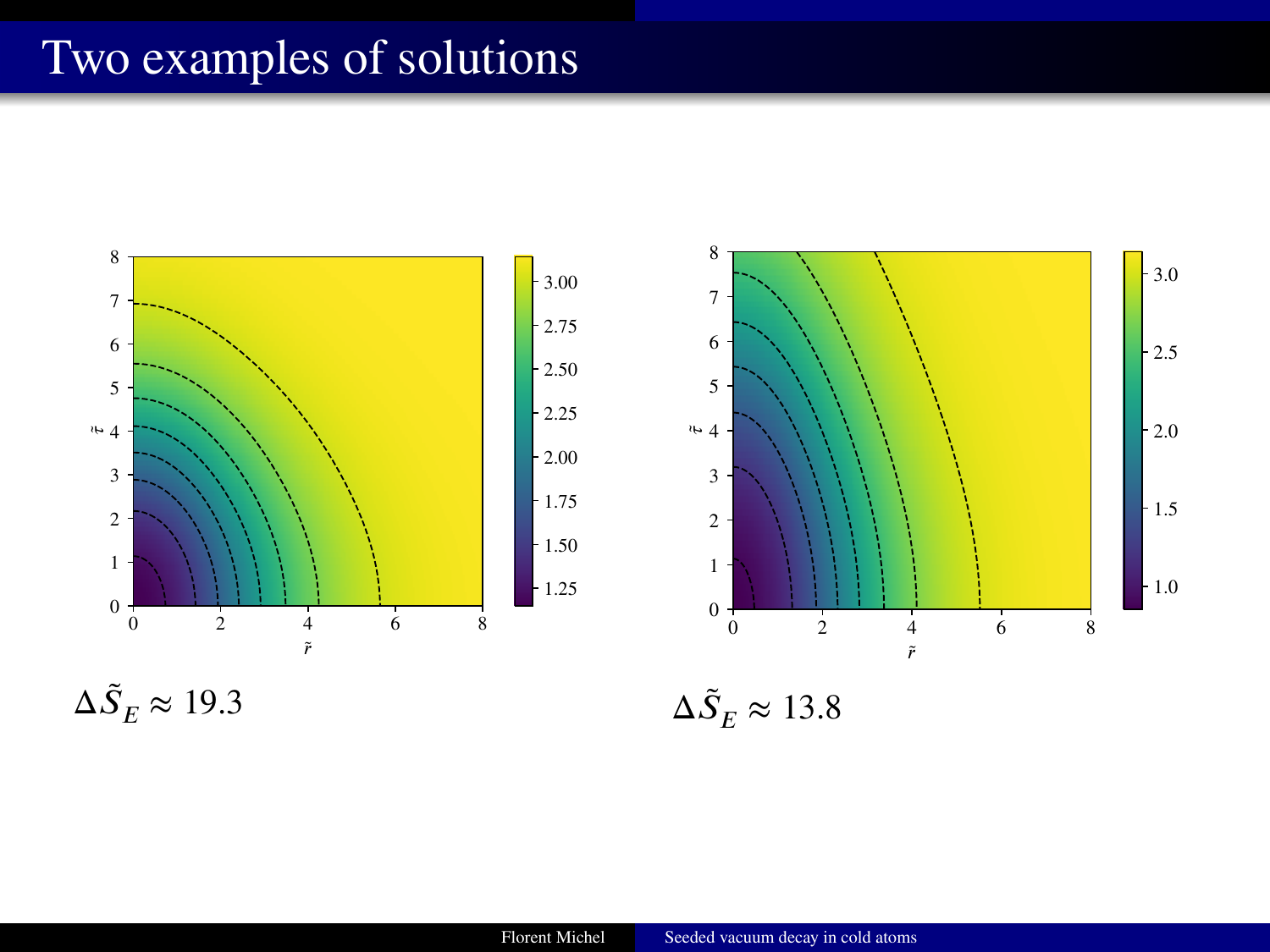# Two examples of solutions

$\Delta \tilde{S}_E \approx 19.3$

$\Delta \tilde{S}_E \approx 13.8$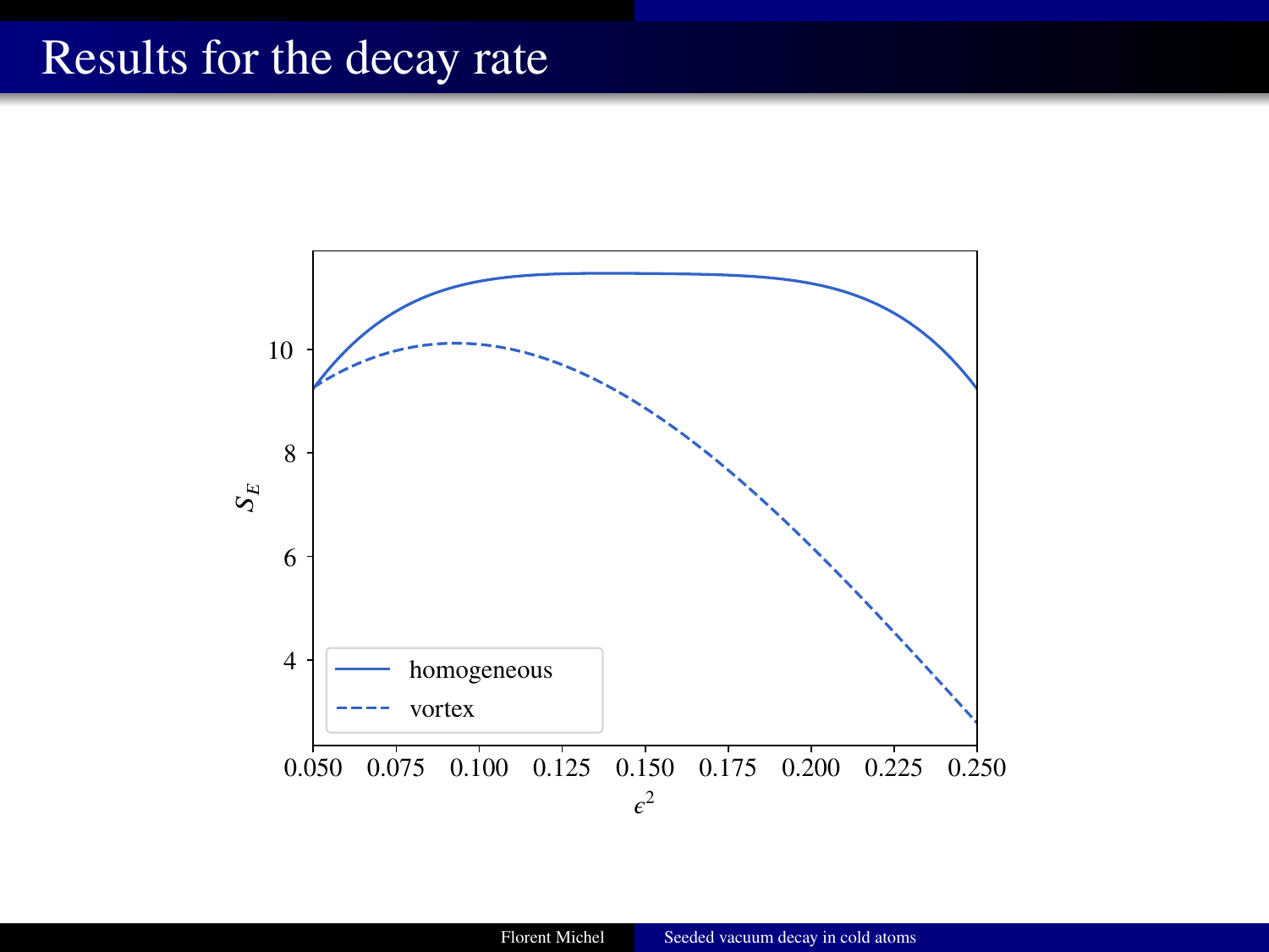# Results for the decay rate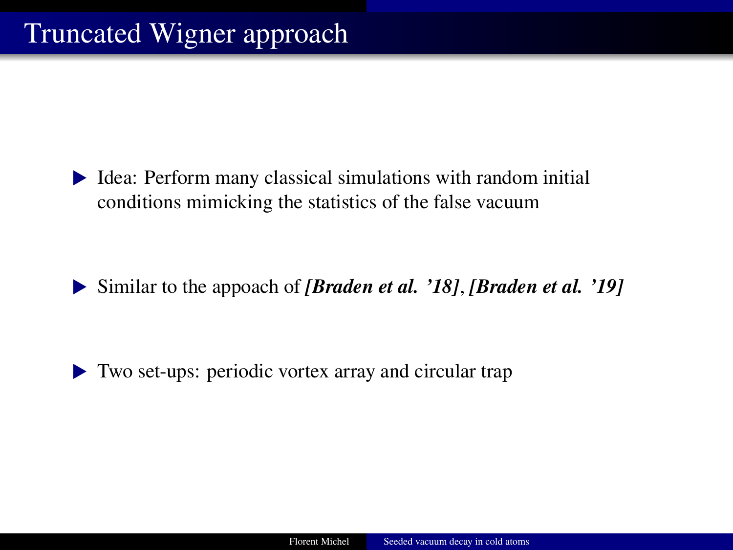# Truncated Wigner approach

- Idea: Perform many classical simulations with random initial conditions mimicking the statistics of the false vacuum
- Similar to the appoach of ***[Braden et al. '18]***, ***[Braden et al. '19]***
- Two set-ups: periodic vortex array and circular trap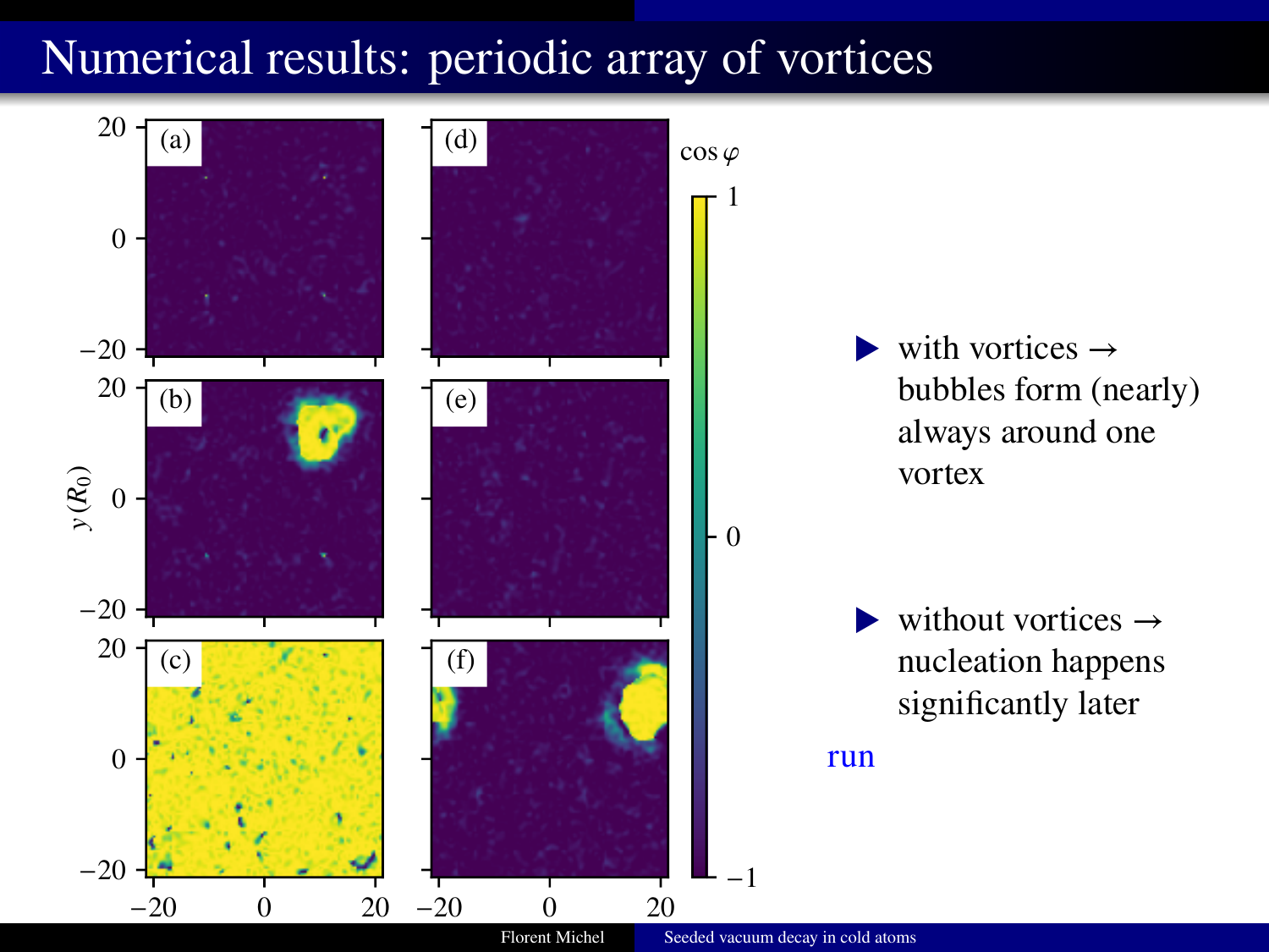# Numerical results: periodic array of vortices

- with vortices → bubbles form (nearly) always around one vortex
- without vortices → nucleation happens significantly later

run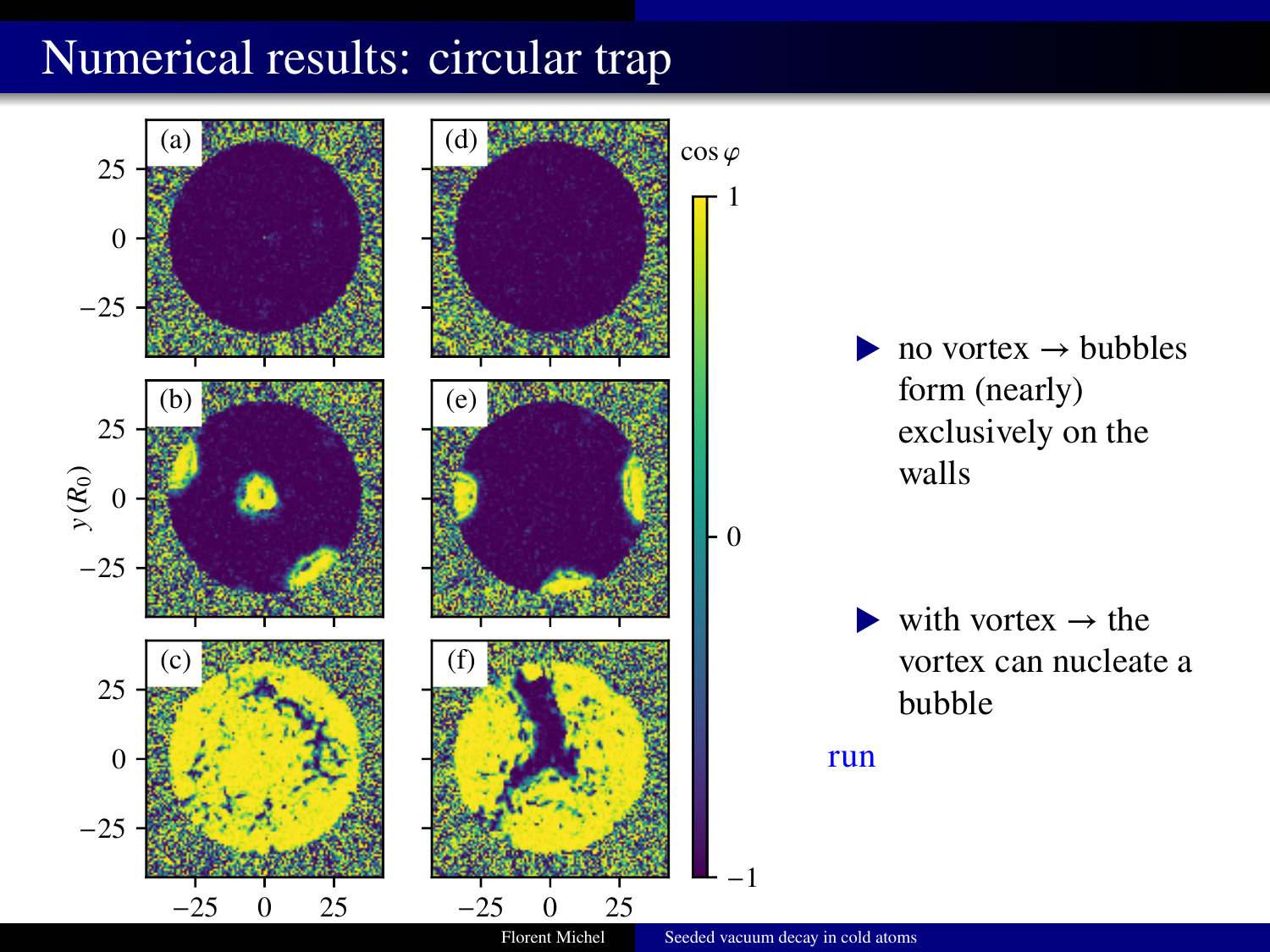# Numerical results: circular trap

- no vortex → bubbles form (nearly) exclusively on the walls
- with vortex → the vortex can nucleate a bubble

run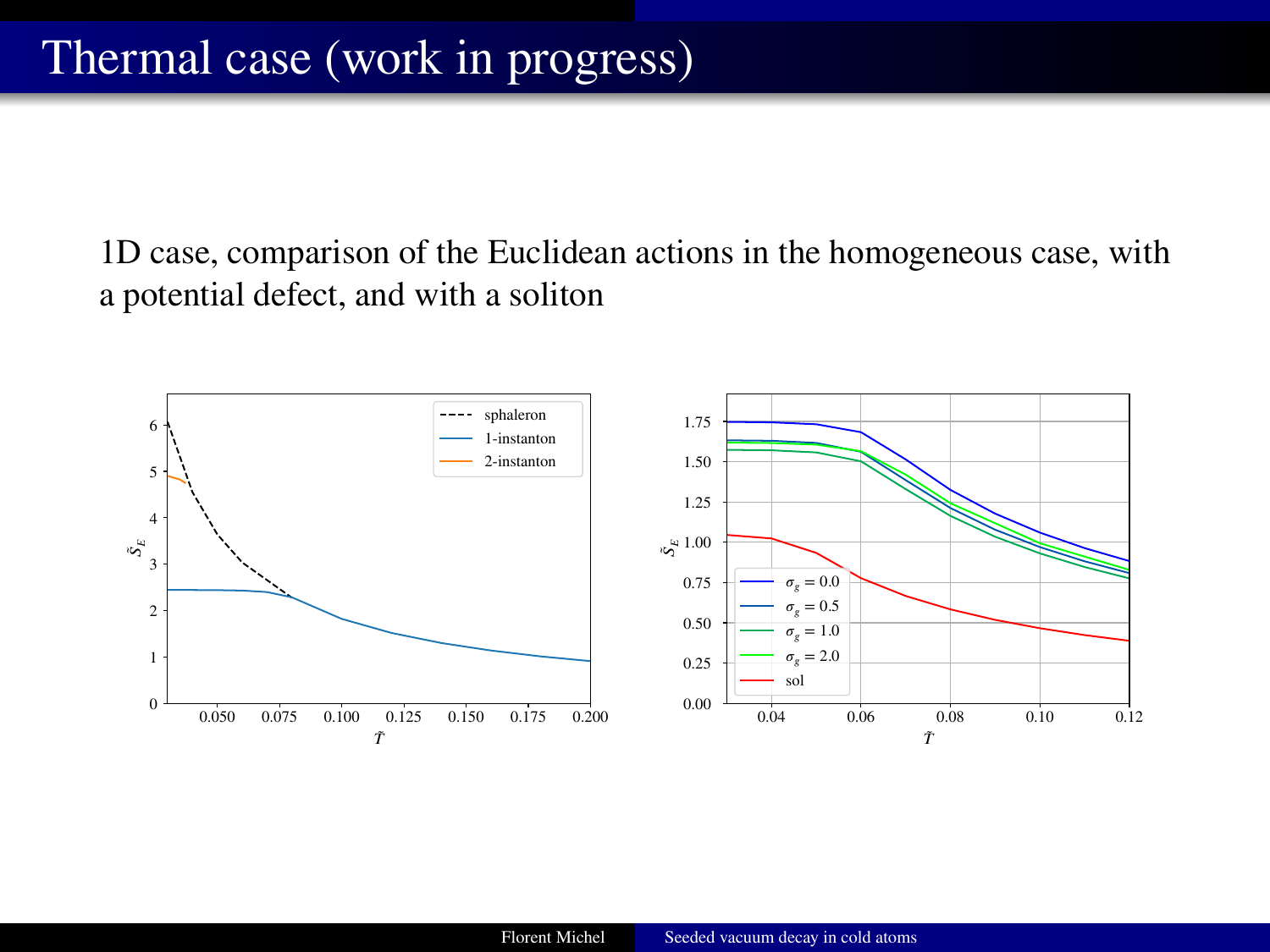# Thermal case (work in progress)

1D case, comparison of the Euclidean actions in the homogeneous case, with a potential defect, and with a soliton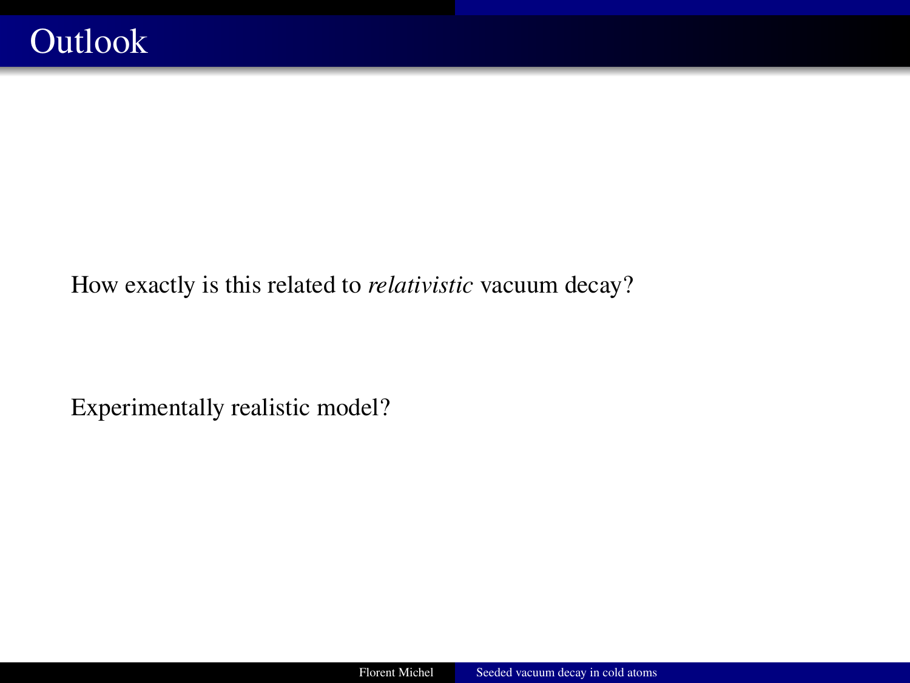# Outlook

How exactly is this related to *relativistic* vacuum decay?

Experimentally realistic model?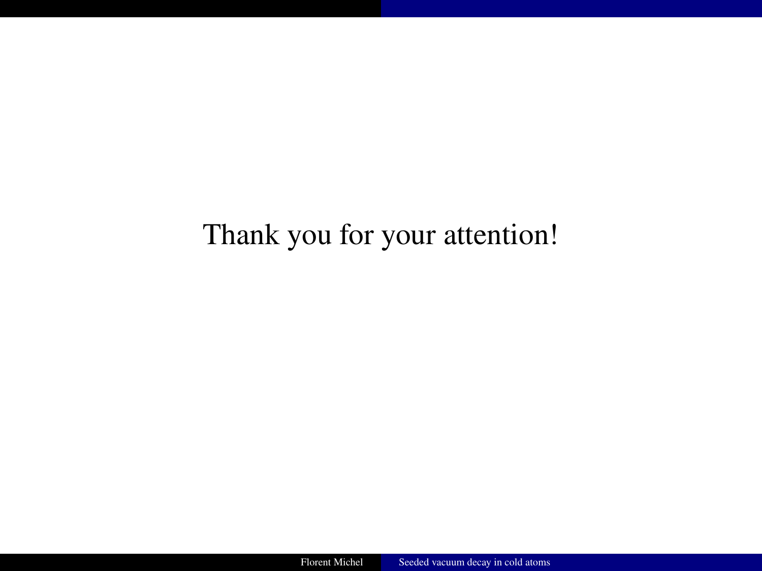Thank you for your attention!